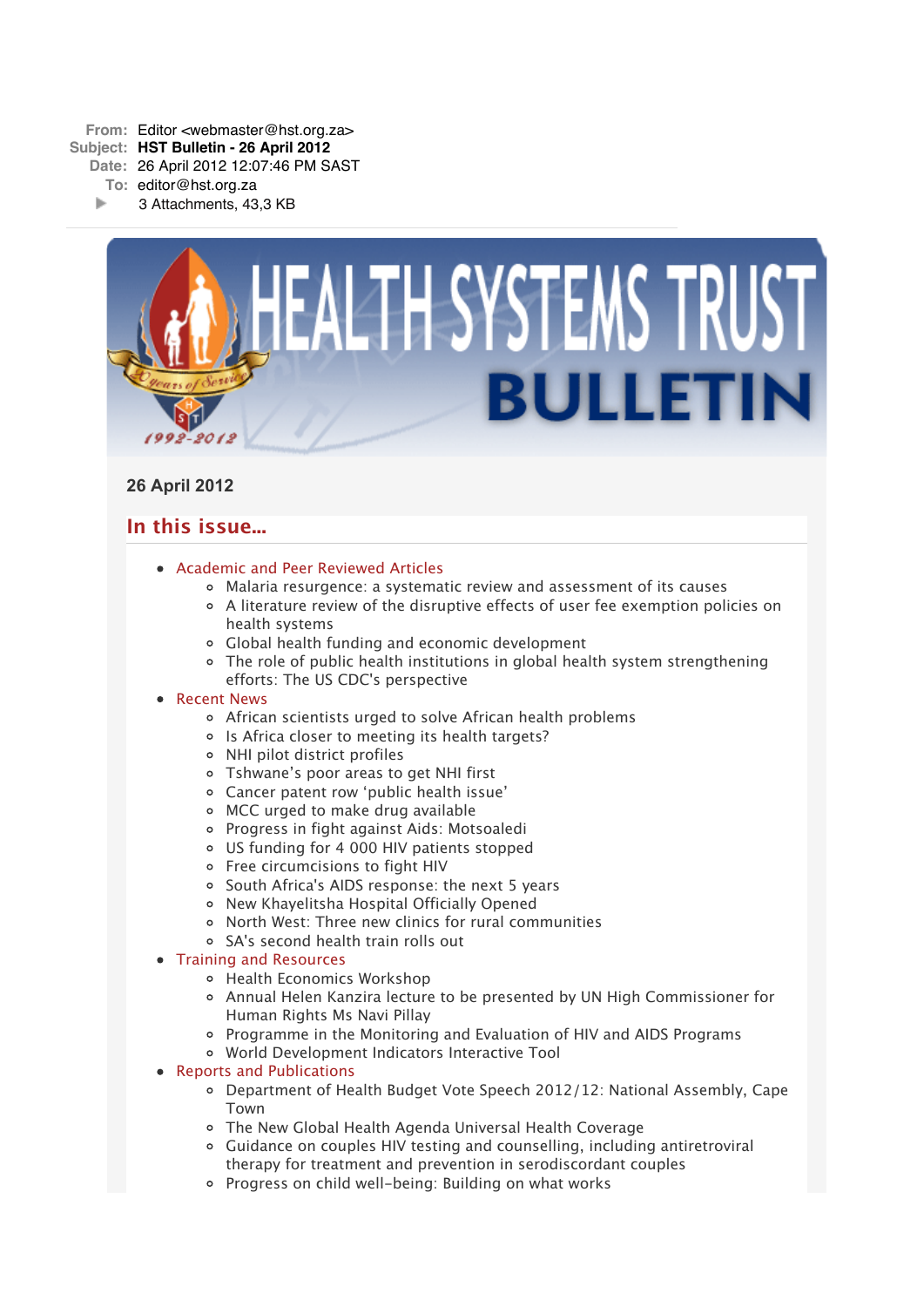**From:** Editor <webmaster@hst.org.za>
**Subject:** **HST Bulletin - 26 April 2012**
**Date:** 26 April 2012 12:07:46 PM SAST
**To:** editor@hst.org.za

3 Attachments, 43,3 KB

# HEALTH SYSTEMS TRUST BULLETIN

20 Years of Service 1992-2012

### 26 April 2012

## In this issue...

- Academic and Peer Reviewed Articles
  - Malaria resurgence: a systematic review and assessment of its causes
  - A literature review of the disruptive effects of user fee exemption policies on health systems
  - Global health funding and economic development
  - The role of public health institutions in global health system strengthening efforts: The US CDC's perspective
- Recent News
  - African scientists urged to solve African health problems
  - Is Africa closer to meeting its health targets?
  - NHI pilot district profiles
  - Tshwane's poor areas to get NHI first
  - Cancer patent row 'public health issue'
  - MCC urged to make drug available
  - Progress in fight against Aids: Motsoaledi
  - US funding for 4 000 HIV patients stopped
  - Free circumcisions to fight HIV
  - South Africa's AIDS response: the next 5 years
  - New Khayelitsha Hospital Officially Opened
  - North West: Three new clinics for rural communities
  - SA's second health train rolls out
- Training and Resources
  - Health Economics Workshop
  - Annual Helen Kanzira lecture to be presented by UN High Commissioner for Human Rights Ms Navi Pillay
  - Programme in the Monitoring and Evaluation of HIV and AIDS Programs
  - World Development Indicators Interactive Tool
- Reports and Publications
  - Department of Health Budget Vote Speech 2012/12: National Assembly, Cape Town
  - The New Global Health Agenda Universal Health Coverage
  - Guidance on couples HIV testing and counselling, including antiretroviral therapy for treatment and prevention in serodiscordant couples
  - Progress on child well-being: Building on what works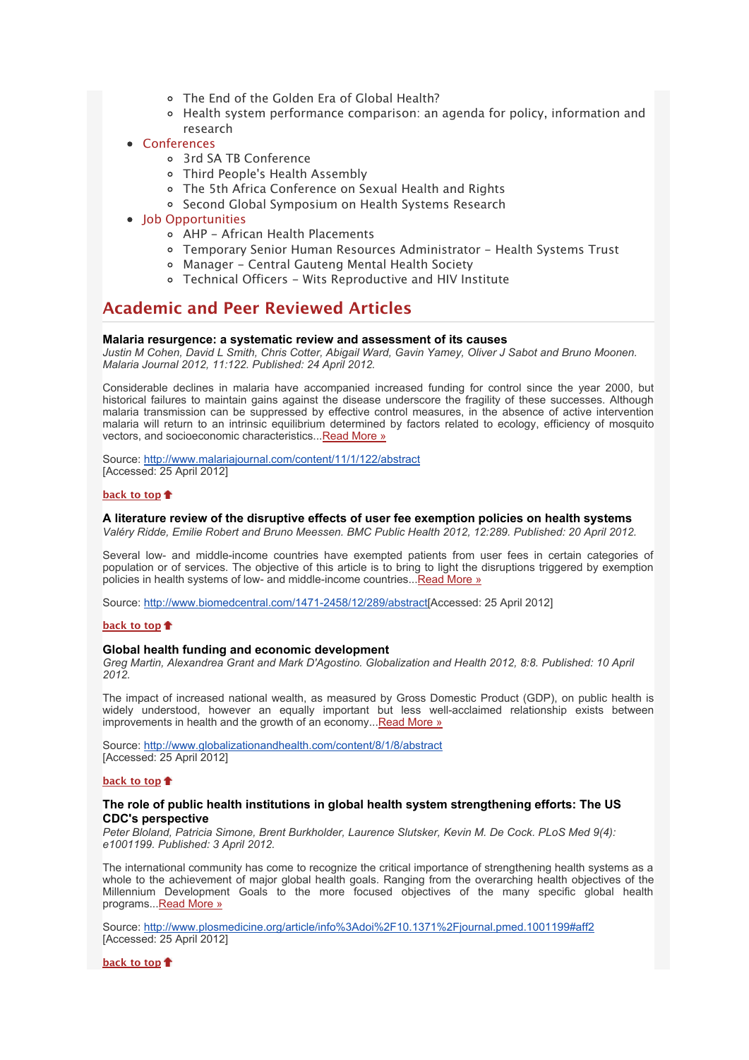- The End of the Golden Era of Global Health?
- Health system performance comparison: an agenda for policy, information and research

- Conferences
  - 3rd SA TB Conference
  - Third People's Health Assembly
  - The 5th Africa Conference on Sexual Health and Rights
  - Second Global Symposium on Health Systems Research
- Job Opportunities
  - AHP – African Health Placements
  - Temporary Senior Human Resources Administrator – Health Systems Trust
  - Manager – Central Gauteng Mental Health Society
  - Technical Officers – Wits Reproductive and HIV Institute

## Academic and Peer Reviewed Articles

**Malaria resurgence: a systematic review and assessment of its causes**
*Justin M Cohen, David L Smith, Chris Cotter, Abigail Ward, Gavin Yamey, Oliver J Sabot and Bruno Moonen. Malaria Journal 2012, 11:122. Published: 24 April 2012.*

Considerable declines in malaria have accompanied increased funding for control since the year 2000, but historical failures to maintain gains against the disease underscore the fragility of these successes. Although malaria transmission can be suppressed by effective control measures, in the absence of active intervention malaria will return to an intrinsic equilibrium determined by factors related to ecology, efficiency of mosquito vectors, and socioeconomic characteristics...Read More »

Source: http://www.malariajournal.com/content/11/1/122/abstract
[Accessed: 25 April 2012]

back to top

**A literature review of the disruptive effects of user fee exemption policies on health systems**
*Valéry Ridde, Emilie Robert and Bruno Meessen. BMC Public Health 2012, 12:289. Published: 20 April 2012.*

Several low- and middle-income countries have exempted patients from user fees in certain categories of population or of services. The objective of this article is to bring to light the disruptions triggered by exemption policies in health systems of low- and middle-income countries...Read More »

Source: http://www.biomedcentral.com/1471-2458/12/289/abstract[Accessed: 25 April 2012]

back to top

**Global health funding and economic development**
*Greg Martin, Alexandrea Grant and Mark D'Agostino. Globalization and Health 2012, 8:8. Published: 10 April 2012.*

The impact of increased national wealth, as measured by Gross Domestic Product (GDP), on public health is widely understood, however an equally important but less well-acclaimed relationship exists between improvements in health and the growth of an economy...Read More »

Source: http://www.globalizationandhealth.com/content/8/1/8/abstract
[Accessed: 25 April 2012]

back to top

**The role of public health institutions in global health system strengthening efforts: The US CDC's perspective**
*Peter Bloland, Patricia Simone, Brent Burkholder, Laurence Slutsker, Kevin M. De Cock. PLoS Med 9(4): e1001199. Published: 3 April 2012.*

The international community has come to recognize the critical importance of strengthening health systems as a whole to the achievement of major global health goals. Ranging from the overarching health objectives of the Millennium Development Goals to the more focused objectives of the many specific global health programs...Read More »

Source: http://www.plosmedicine.org/article/info%3Adoi%2F10.1371%2Fjournal.pmed.1001199#aff2
[Accessed: 25 April 2012]

back to top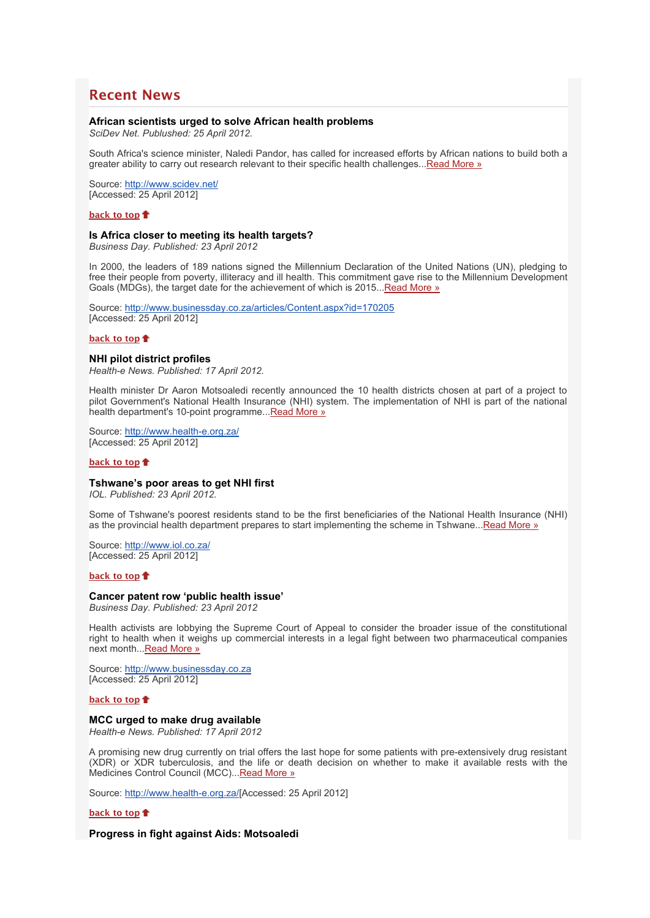## Recent News

### African scientists urged to solve African health problems

*SciDev Net. Published: 25 April 2012.*

South Africa's science minister, Naledi Pandor, has called for increased efforts by African nations to build both a greater ability to carry out research relevant to their specific health challenges...Read More »

Source: http://www.scidev.net/
[Accessed: 25 April 2012]

back to top

### Is Africa closer to meeting its health targets?

*Business Day. Published: 23 April 2012*

In 2000, the leaders of 189 nations signed the Millennium Declaration of the United Nations (UN), pledging to free their people from poverty, illiteracy and ill health. This commitment gave rise to the Millennium Development Goals (MDGs), the target date for the achievement of which is 2015...Read More »

Source: http://www.businessday.co.za/articles/Content.aspx?id=170205
[Accessed: 25 April 2012]

back to top

### NHI pilot district profiles

*Health-e News. Published: 17 April 2012.*

Health minister Dr Aaron Motsoaledi recently announced the 10 health districts chosen at part of a project to pilot Government's National Health Insurance (NHI) system. The implementation of NHI is part of the national health department's 10-point programme...Read More »

Source: http://www.health-e.org.za/
[Accessed: 25 April 2012]

back to top

### Tshwane's poor areas to get NHI first

*IOL. Published: 23 April 2012.*

Some of Tshwane's poorest residents stand to be the first beneficiaries of the National Health Insurance (NHI) as the provincial health department prepares to start implementing the scheme in Tshwane...Read More »

Source: http://www.iol.co.za/
[Accessed: 25 April 2012]

back to top

### Cancer patent row 'public health issue'

*Business Day. Published: 23 April 2012*

Health activists are lobbying the Supreme Court of Appeal to consider the broader issue of the constitutional right to health when it weighs up commercial interests in a legal fight between two pharmaceutical companies next month...Read More »

Source: http://www.businessday.co.za
[Accessed: 25 April 2012]

back to top

### MCC urged to make drug available

*Health-e News. Published: 17 April 2012*

A promising new drug currently on trial offers the last hope for some patients with pre-extensively drug resistant (XDR) or XDR tuberculosis, and the life or death decision on whether to make it available rests with the Medicines Control Council (MCC)...Read More »

Source: http://www.health-e.org.za/[Accessed: 25 April 2012]

back to top

### Progress in fight against Aids: Motsoaledi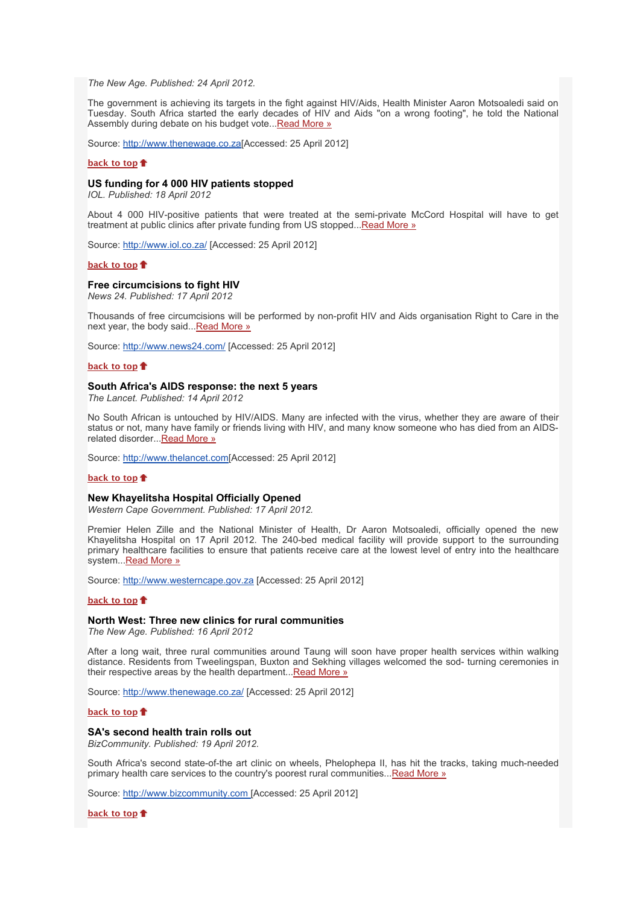*The New Age. Published: 24 April 2012.*

The government is achieving its targets in the fight against HIV/Aids, Health Minister Aaron Motsoaledi said on Tuesday. South Africa started the early decades of HIV and Aids "on a wrong footing", he told the National Assembly during debate on his budget vote...Read More »

Source: http://www.thenewage.co.za[Accessed: 25 April 2012]

back to top

### US funding for 4 000 HIV patients stopped

*IOL. Published: 18 April 2012*

About 4 000 HIV-positive patients that were treated at the semi-private McCord Hospital will have to get treatment at public clinics after private funding from US stopped...Read More »

Source: http://www.iol.co.za/ [Accessed: 25 April 2012]

back to top

### Free circumcisions to fight HIV

*News 24. Published: 17 April 2012*

Thousands of free circumcisions will be performed by non-profit HIV and Aids organisation Right to Care in the next year, the body said...Read More »

Source: http://www.news24.com/ [Accessed: 25 April 2012]

back to top

### South Africa's AIDS response: the next 5 years

*The Lancet. Published: 14 April 2012*

No South African is untouched by HIV/AIDS. Many are infected with the virus, whether they are aware of their status or not, many have family or friends living with HIV, and many know someone who has died from an AIDS-related disorder...Read More »

Source: http://www.thelancet.com[Accessed: 25 April 2012]

back to top

### New Khayelitsha Hospital Officially Opened

*Western Cape Government. Published: 17 April 2012.*

Premier Helen Zille and the National Minister of Health, Dr Aaron Motsoaledi, officially opened the new Khayelitsha Hospital on 17 April 2012. The 240-bed medical facility will provide support to the surrounding primary healthcare facilities to ensure that patients receive care at the lowest level of entry into the healthcare system...Read More »

Source: http://www.westerncape.gov.za [Accessed: 25 April 2012]

back to top

### North West: Three new clinics for rural communities

*The New Age. Published: 16 April 2012*

After a long wait, three rural communities around Taung will soon have proper health services within walking distance. Residents from Tweelingspan, Buxton and Sekhing villages welcomed the sod- turning ceremonies in their respective areas by the health department...Read More »

Source: http://www.thenewage.co.za/ [Accessed: 25 April 2012]

back to top

### SA's second health train rolls out

*BizCommunity. Published: 19 April 2012.*

South Africa's second state-of-the art clinic on wheels, Phelophepa II, has hit the tracks, taking much-needed primary health care services to the country's poorest rural communities...Read More »

Source: http://www.bizcommunity.com [Accessed: 25 April 2012]

back to top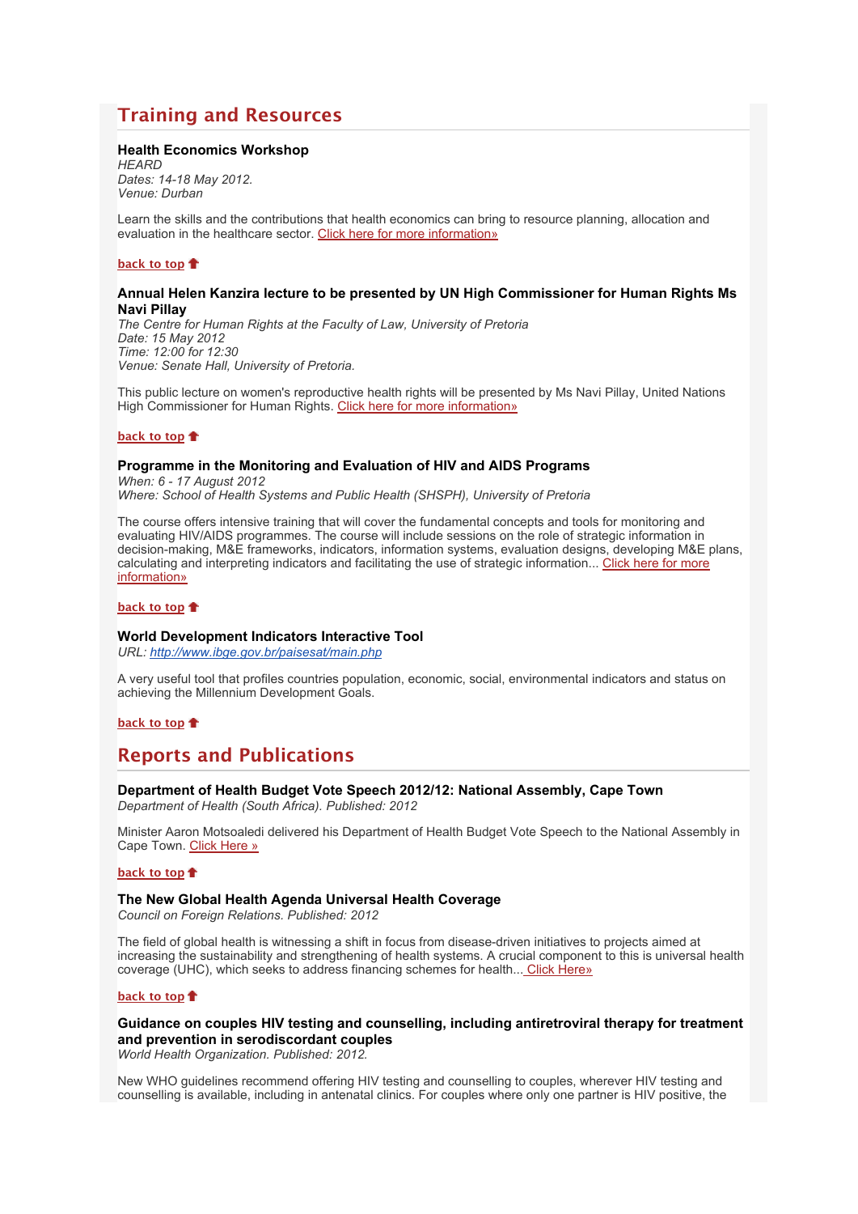## Training and Resources

**Health Economics Workshop**
*HEARD*
*Dates: 14-18 May 2012.*
*Venue: Durban*

Learn the skills and the contributions that health economics can bring to resource planning, allocation and evaluation in the healthcare sector. Click here for more information»

**back to top**

**Annual Helen Kanzira lecture to be presented by UN High Commissioner for Human Rights Ms Navi Pillay**
*The Centre for Human Rights at the Faculty of Law, University of Pretoria*
*Date: 15 May 2012*
*Time: 12:00 for 12:30*
*Venue: Senate Hall, University of Pretoria.*

This public lecture on women's reproductive health rights will be presented by Ms Navi Pillay, United Nations High Commissioner for Human Rights. Click here for more information»

**back to top**

**Programme in the Monitoring and Evaluation of HIV and AIDS Programs**
*When: 6 - 17 August 2012*
*Where: School of Health Systems and Public Health (SHSPH), University of Pretoria*

The course offers intensive training that will cover the fundamental concepts and tools for monitoring and evaluating HIV/AIDS programmes. The course will include sessions on the role of strategic information in decision-making, M&E frameworks, indicators, information systems, evaluation designs, developing M&E plans, calculating and interpreting indicators and facilitating the use of strategic information... Click here for more information»

**back to top**

**World Development Indicators Interactive Tool**
*URL: http://www.ibge.gov.br/paisesat/main.php*

A very useful tool that profiles countries population, economic, social, environmental indicators and status on achieving the Millennium Development Goals.

**back to top**

## Reports and Publications

**Department of Health Budget Vote Speech 2012/12: National Assembly, Cape Town**
*Department of Health (South Africa). Published: 2012*

Minister Aaron Motsoaledi delivered his Department of Health Budget Vote Speech to the National Assembly in Cape Town. Click Here »

**back to top**

**The New Global Health Agenda Universal Health Coverage**
*Council on Foreign Relations. Published: 2012*

The field of global health is witnessing a shift in focus from disease-driven initiatives to projects aimed at increasing the sustainability and strengthening of health systems. A crucial component to this is universal health coverage (UHC), which seeks to address financing schemes for health... Click Here»

**back to top**

**Guidance on couples HIV testing and counselling, including antiretroviral therapy for treatment and prevention in serodiscordant couples**
*World Health Organization. Published: 2012.*

New WHO guidelines recommend offering HIV testing and counselling to couples, wherever HIV testing and counselling is available, including in antenatal clinics. For couples where only one partner is HIV positive, the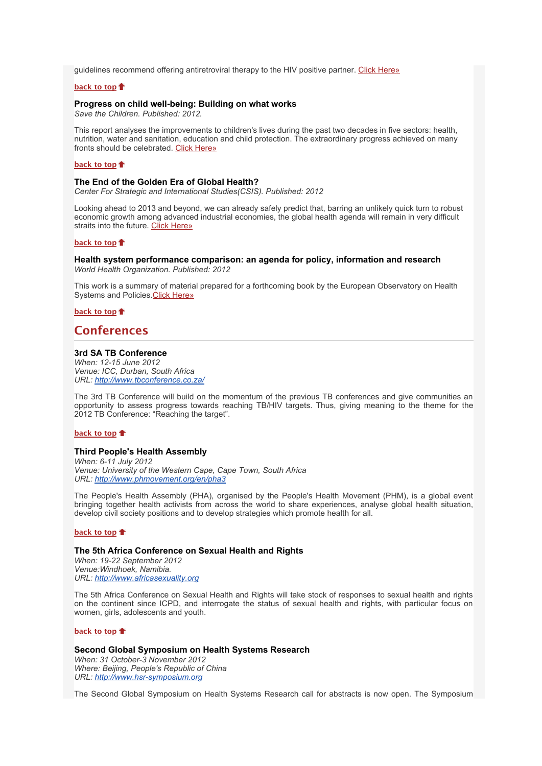guidelines recommend offering antiretroviral therapy to the HIV positive partner. [Click Here»]

**back to top**

**Progress on child well-being: Building on what works**
*Save the Children. Published: 2012.*

This report analyses the improvements to children's lives during the past two decades in five sectors: health, nutrition, water and sanitation, education and child protection. The extraordinary progress achieved on many fronts should be celebrated. [Click Here»]

**back to top**

**The End of the Golden Era of Global Health?**
*Center For Strategic and International Studies(CSIS). Published: 2012*

Looking ahead to 2013 and beyond, we can already safely predict that, barring an unlikely quick turn to robust economic growth among advanced industrial economies, the global health agenda will remain in very difficult straits into the future. [Click Here»]

**back to top**

**Health system performance comparison: an agenda for policy, information and research**
*World Health Organization. Published: 2012*

This work is a summary of material prepared for a forthcoming book by the European Observatory on Health Systems and Policies.[Click Here»]

**back to top**

## Conferences

**3rd SA TB Conference**
*When: 12-15 June 2012*
*Venue: ICC, Durban, South Africa*
*URL: http://www.tbconference.co.za/*

The 3rd TB Conference will build on the momentum of the previous TB conferences and give communities an opportunity to assess progress towards reaching TB/HIV targets. Thus, giving meaning to the theme for the 2012 TB Conference: “Reaching the target”.

**back to top**

**Third People's Health Assembly**
*When: 6-11 July 2012*
*Venue: University of the Western Cape, Cape Town, South Africa*
*URL: http://www.phmovement.org/en/pha3*

The People's Health Assembly (PHA), organised by the People's Health Movement (PHM), is a global event bringing together health activists from across the world to share experiences, analyse global health situation, develop civil society positions and to develop strategies which promote health for all.

**back to top**

**The 5th Africa Conference on Sexual Health and Rights**
*When: 19-22 September 2012*
*Venue:Windhoek, Namibia.*
*URL: http://www.africasexuality.org*

The 5th Africa Conference on Sexual Health and Rights will take stock of responses to sexual health and rights on the continent since ICPD, and interrogate the status of sexual health and rights, with particular focus on women, girls, adolescents and youth.

**back to top**

**Second Global Symposium on Health Systems Research**
*When: 31 October-3 November 2012*
*Where: Beijing, People's Republic of China*
*URL: http://www.hsr-symposium.org*

The Second Global Symposium on Health Systems Research call for abstracts is now open. The Symposium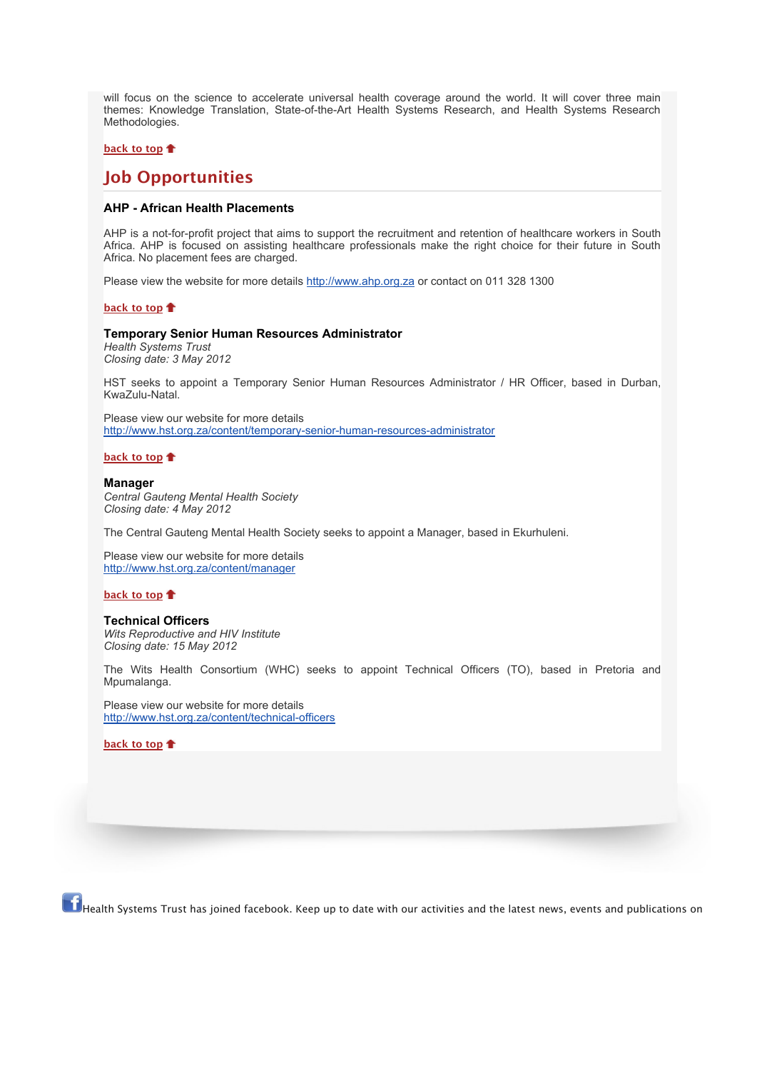will focus on the science to accelerate universal health coverage around the world. It will cover three main themes: Knowledge Translation, State-of-the-Art Health Systems Research, and Health Systems Research Methodologies.

back to top

## Job Opportunities

### AHP - African Health Placements

AHP is a not-for-profit project that aims to support the recruitment and retention of healthcare workers in South Africa. AHP is focused on assisting healthcare professionals make the right choice for their future in South Africa. No placement fees are charged.

Please view the website for more details http://www.ahp.org.za or contact on 011 328 1300

back to top

### Temporary Senior Human Resources Administrator

*Health Systems Trust*
*Closing date: 3 May 2012*

HST seeks to appoint a Temporary Senior Human Resources Administrator / HR Officer, based in Durban, KwaZulu-Natal.

Please view our website for more details
http://www.hst.org.za/content/temporary-senior-human-resources-administrator

back to top

### Manager

*Central Gauteng Mental Health Society*
*Closing date: 4 May 2012*

The Central Gauteng Mental Health Society seeks to appoint a Manager, based in Ekurhuleni.

Please view our website for more details
http://www.hst.org.za/content/manager

back to top

### Technical Officers

*Wits Reproductive and HIV Institute*
*Closing date: 15 May 2012*

The Wits Health Consortium (WHC) seeks to appoint Technical Officers (TO), based in Pretoria and Mpumalanga.

Please view our website for more details
http://www.hst.org.za/content/technical-officers

back to top

Health Systems Trust has joined facebook. Keep up to date with our activities and the latest news, events and publications on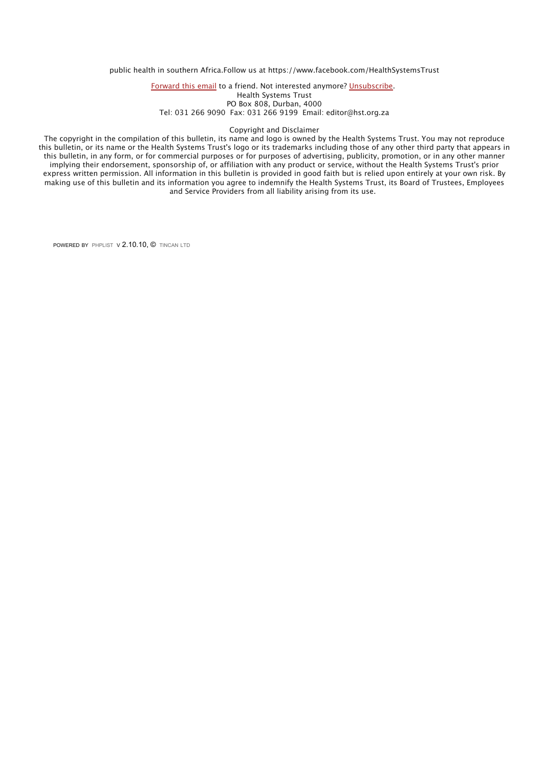public health in southern Africa.Follow us at https://www.facebook.com/HealthSystemsTrust

Forward this email to a friend. Not interested anymore? Unsubscribe.
Health Systems Trust
PO Box 808, Durban, 4000
Tel: 031 266 9090  Fax: 031 266 9199  Email: editor@hst.org.za

Copyright and Disclaimer

The copyright in the compilation of this bulletin, its name and logo is owned by the Health Systems Trust. You may not reproduce this bulletin, or its name or the Health Systems Trust's logo or its trademarks including those of any other third party that appears in this bulletin, in any form, or for commercial purposes or for purposes of advertising, publicity, promotion, or in any other manner implying their endorsement, sponsorship of, or affiliation with any product or service, without the Health Systems Trust's prior express written permission. All information in this bulletin is provided in good faith but is relied upon entirely at your own risk. By making use of this bulletin and its information you agree to indemnify the Health Systems Trust, its Board of Trustees, Employees and Service Providers from all liability arising from its use.

POWERED BY PHPLIST V 2.10.10, © TINCAN LTD